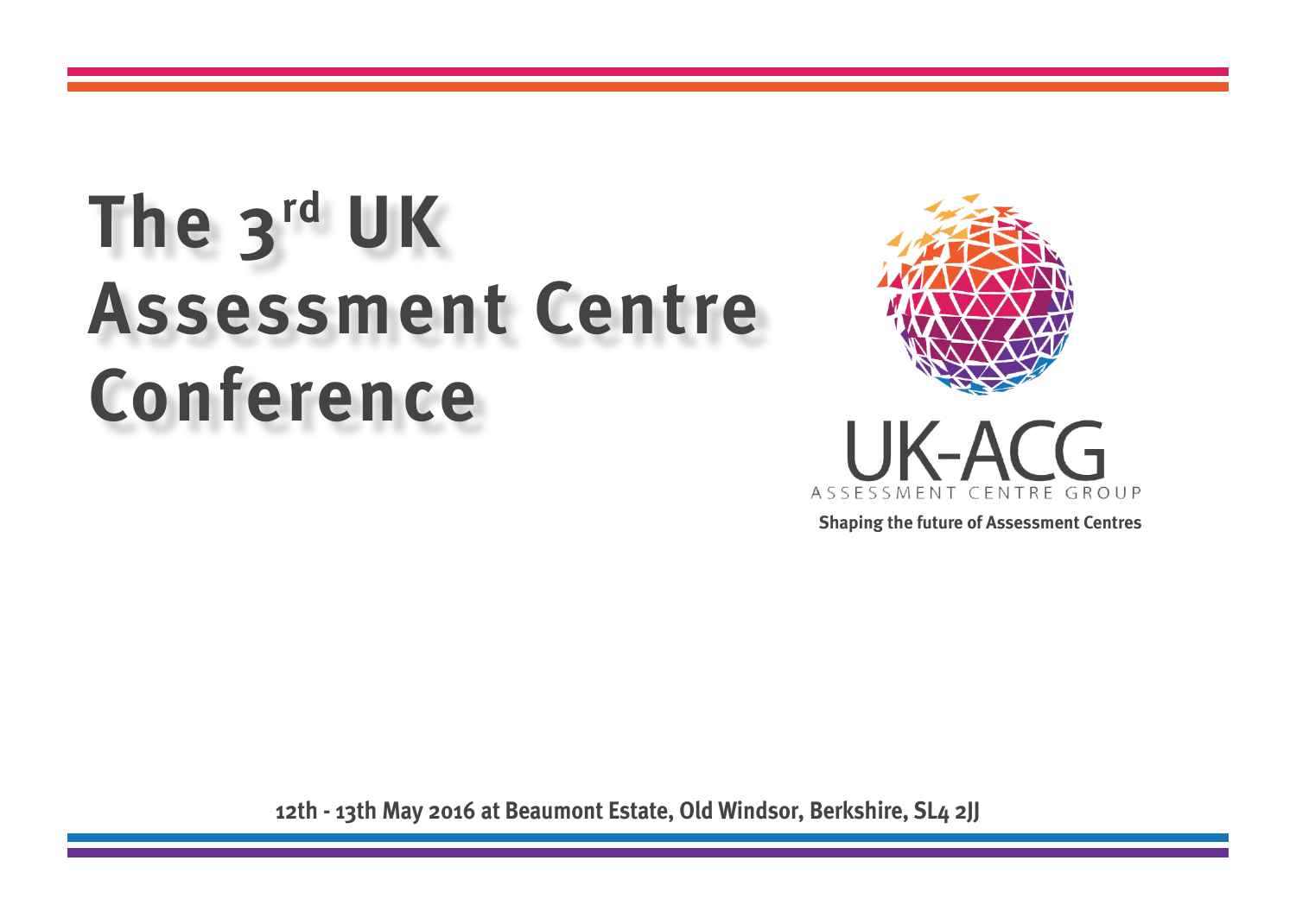# The 3rd UK Assessment Centre Conference

UK-ACG

ASSESSMENT CENTRE GROUP

**Shaping the future of Assessment Centres**

**12th - 13th May 2016 at Beaumont Estate, Old Windsor, Berkshire, SL4 2JJ**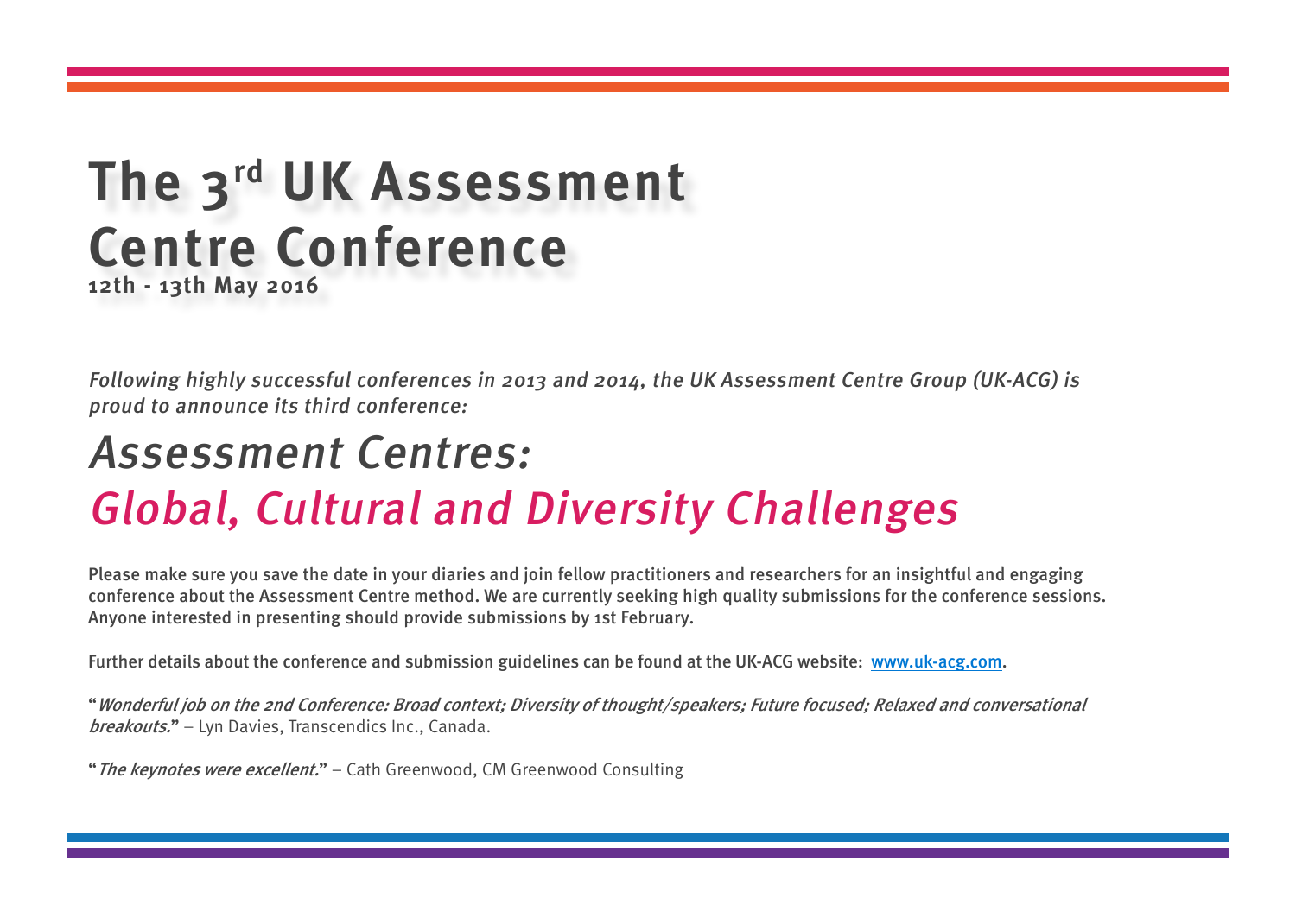# The 3rd UK Assessment Centre Conference

**12th - 13th May 2016**

*Following highly successful conferences in 2013 and 2014, the UK Assessment Centre Group (UK-ACG) is proud to announce its third conference:*

## *Assessment Centres:*
## *Global, Cultural and Diversity Challenges*

Please make sure you save the date in your diaries and join fellow practitioners and researchers for an insightful and engaging conference about the Assessment Centre method. We are currently seeking high quality submissions for the conference sessions. Anyone interested in presenting should provide submissions by 1st February.

Further details about the conference and submission guidelines can be found at the UK-ACG website: [www.uk-acg.com](http://www.uk-acg.com).

"*Wonderful job on the 2nd Conference: Broad context; Diversity of thought/speakers; Future focused; Relaxed and conversational breakouts.*" – Lyn Davies, Transcendics Inc., Canada.

"*The keynotes were excellent.*" – Cath Greenwood, CM Greenwood Consulting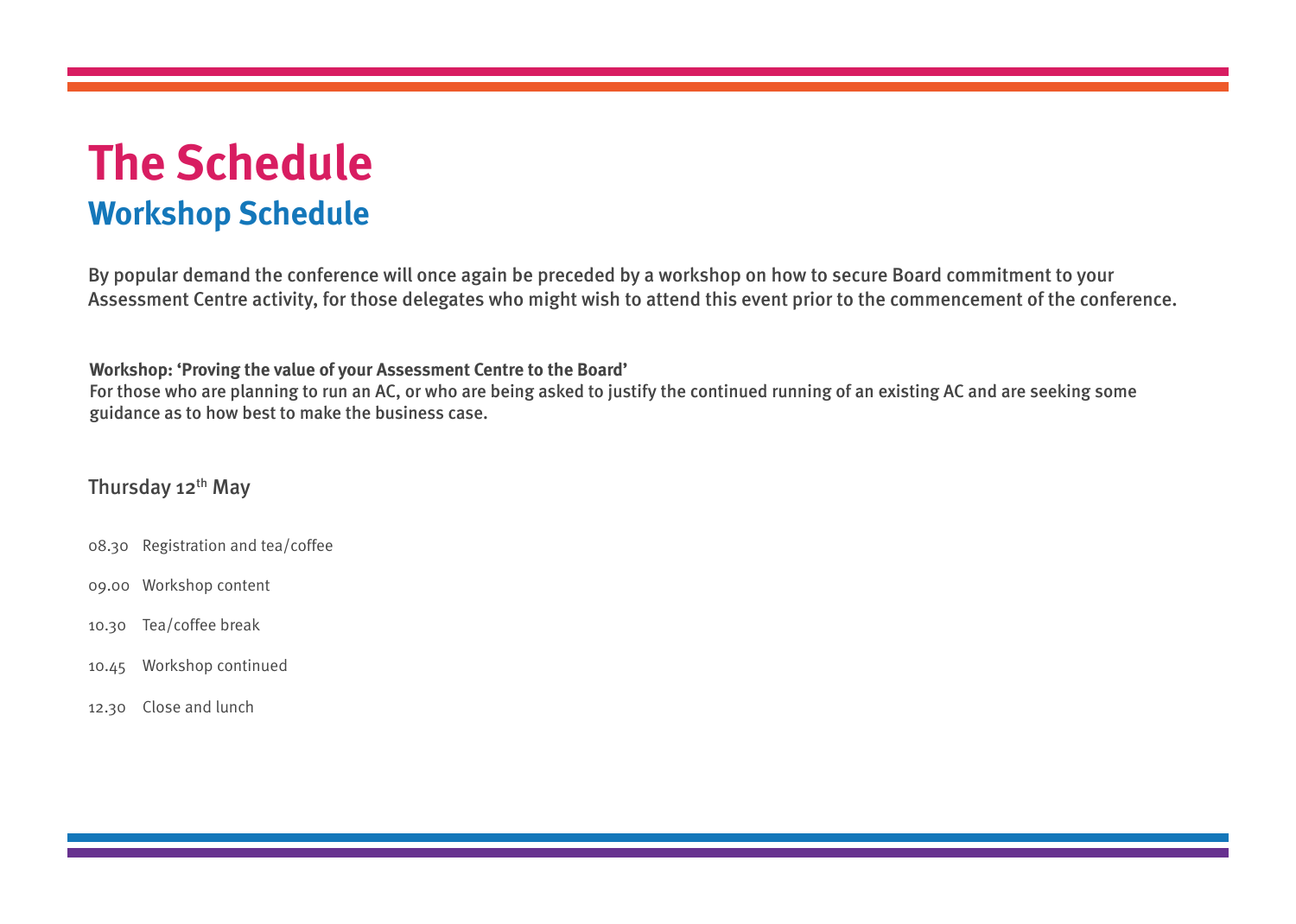# The Schedule

## Workshop Schedule

By popular demand the conference will once again be preceded by a workshop on how to secure Board commitment to your Assessment Centre activity, for those delegates who might wish to attend this event prior to the commencement of the conference.

**Workshop: 'Proving the value of your Assessment Centre to the Board'**
For those who are planning to run an AC, or who are being asked to justify the continued running of an existing AC and are seeking some guidance as to how best to make the business case.

Thursday 12th May

08.30 Registration and tea/coffee

09.00 Workshop content

10.30 Tea/coffee break

10.45 Workshop continued

12.30 Close and lunch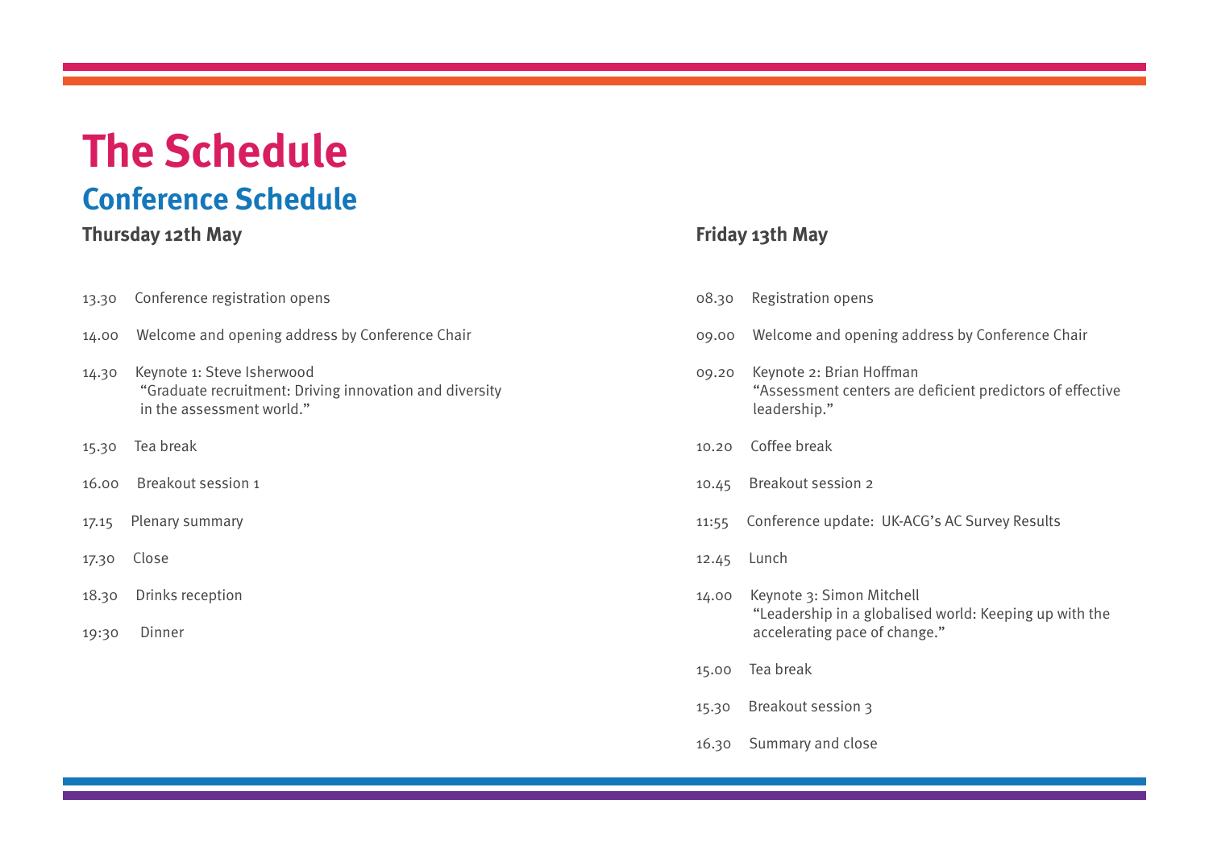# The Schedule

## Conference Schedule

### Thursday 12th May

13.30 Conference registration opens

14.00 Welcome and opening address by Conference Chair

14.30 Keynote 1: Steve Isherwood
"Graduate recruitment: Driving innovation and diversity in the assessment world."

15.30 Tea break

16.00 Breakout session 1

17.15 Plenary summary

17.30 Close

18.30 Drinks reception

19:30 Dinner

### Friday 13th May

08.30 Registration opens

09.00 Welcome and opening address by Conference Chair

09.20 Keynote 2: Brian Hoffman
"Assessment centers are deficient predictors of effective leadership."

10.20 Coffee break

10.45 Breakout session 2

11:55 Conference update: UK-ACG's AC Survey Results

12.45 Lunch

14.00 Keynote 3: Simon Mitchell
"Leadership in a globalised world: Keeping up with the accelerating pace of change."

15.00 Tea break

15.30 Breakout session 3

16.30 Summary and close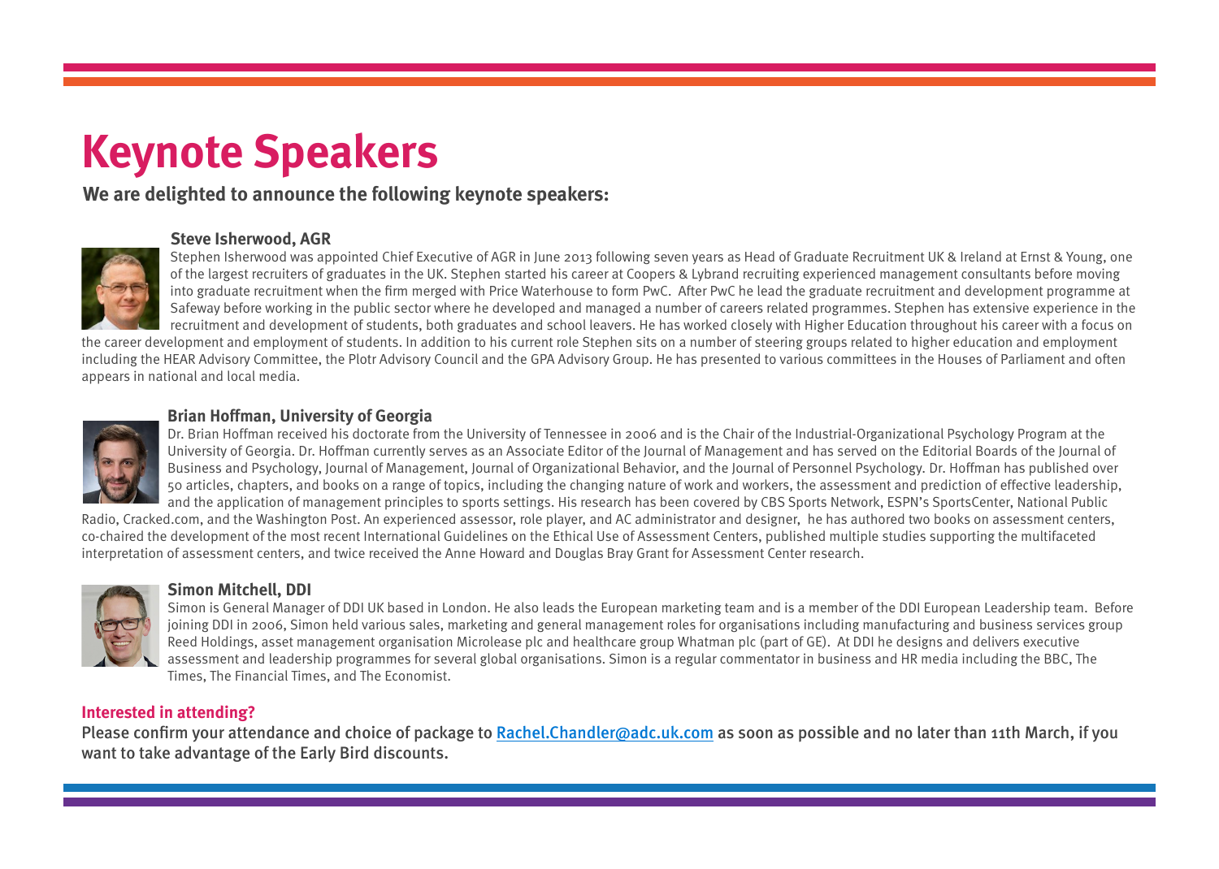# Keynote Speakers

**We are delighted to announce the following keynote speakers:**

### Steve Isherwood, AGR

Stephen Isherwood was appointed Chief Executive of AGR in June 2013 following seven years as Head of Graduate Recruitment UK & Ireland at Ernst & Young, one of the largest recruiters of graduates in the UK. Stephen started his career at Coopers & Lybrand recruiting experienced management consultants before moving into graduate recruitment when the firm merged with Price Waterhouse to form PwC. After PwC he lead the graduate recruitment and development programme at Safeway before working in the public sector where he developed and managed a number of careers related programmes. Stephen has extensive experience in the recruitment and development of students, both graduates and school leavers. He has worked closely with Higher Education throughout his career with a focus on the career development and employment of students. In addition to his current role Stephen sits on a number of steering groups related to higher education and employment including the HEAR Advisory Committee, the Plotr Advisory Council and the GPA Advisory Group. He has presented to various committees in the Houses of Parliament and often appears in national and local media.

### Brian Hoffman, University of Georgia

Dr. Brian Hoffman received his doctorate from the University of Tennessee in 2006 and is the Chair of the Industrial-Organizational Psychology Program at the University of Georgia. Dr. Hoffman currently serves as an Associate Editor of the Journal of Management and has served on the Editorial Boards of the Journal of Business and Psychology, Journal of Management, Journal of Organizational Behavior, and the Journal of Personnel Psychology. Dr. Hoffman has published over 50 articles, chapters, and books on a range of topics, including the changing nature of work and workers, the assessment and prediction of effective leadership, and the application of management principles to sports settings. His research has been covered by CBS Sports Network, ESPN's SportsCenter, National Public Radio, Cracked.com, and the Washington Post. An experienced assessor, role player, and AC administrator and designer, he has authored two books on assessment centers, co-chaired the development of the most recent International Guidelines on the Ethical Use of Assessment Centers, published multiple studies supporting the multifaceted interpretation of assessment centers, and twice received the Anne Howard and Douglas Bray Grant for Assessment Center research.

### Simon Mitchell, DDI

Simon is General Manager of DDI UK based in London. He also leads the European marketing team and is a member of the DDI European Leadership team. Before joining DDI in 2006, Simon held various sales, marketing and general management roles for organisations including manufacturing and business services group Reed Holdings, asset management organisation Microlease plc and healthcare group Whatman plc (part of GE). At DDI he designs and delivers executive assessment and leadership programmes for several global organisations. Simon is a regular commentator in business and HR media including the BBC, The Times, The Financial Times, and The Economist.

**Interested in attending?**

**Please confirm your attendance and choice of package to [Rachel.Chandler@adc.uk.com](mailto:Rachel.Chandler@adc.uk.com) as soon as possible and no later than 11th March, if you want to take advantage of the Early Bird discounts.**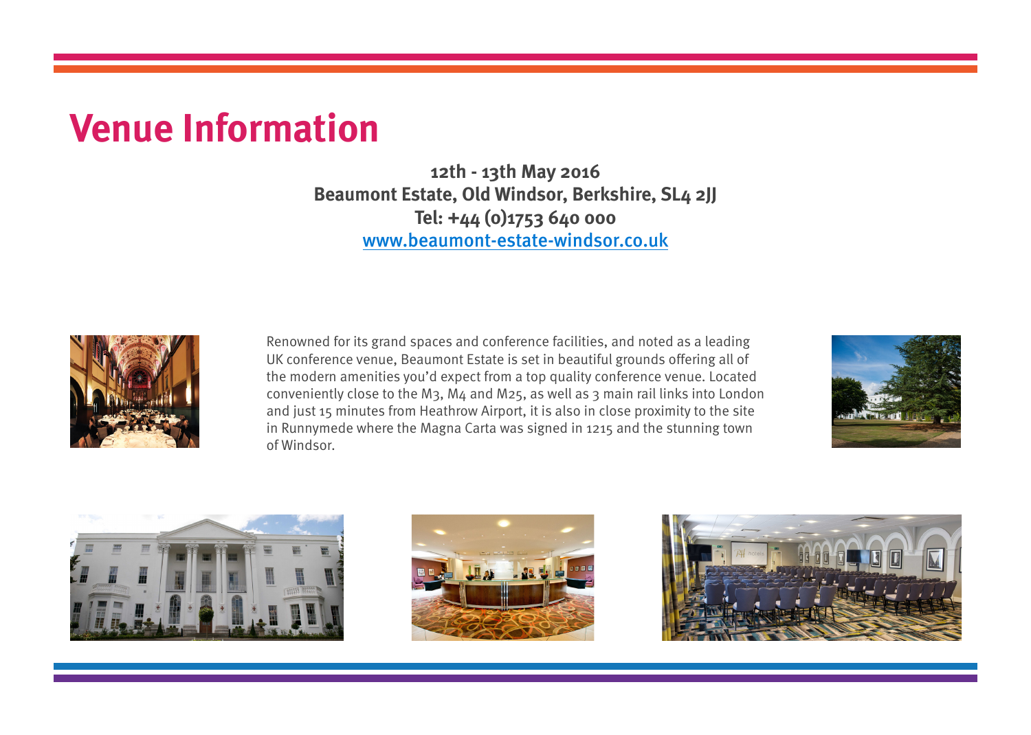# Venue Information

**12th - 13th May 2016**
**Beaumont Estate, Old Windsor, Berkshire, SL4 2JJ**
**Tel: +44 (0)1753 640 000**
[www.beaumont-estate-windsor.co.uk](http://www.beaumont-estate-windsor.co.uk)

Renowned for its grand spaces and conference facilities, and noted as a leading UK conference venue, Beaumont Estate is set in beautiful grounds offering all of the modern amenities you'd expect from a top quality conference venue. Located conveniently close to the M3, M4 and M25, as well as 3 main rail links into London and just 15 minutes from Heathrow Airport, it is also in close proximity to the site in Runnymede where the Magna Carta was signed in 1215 and the stunning town of Windsor.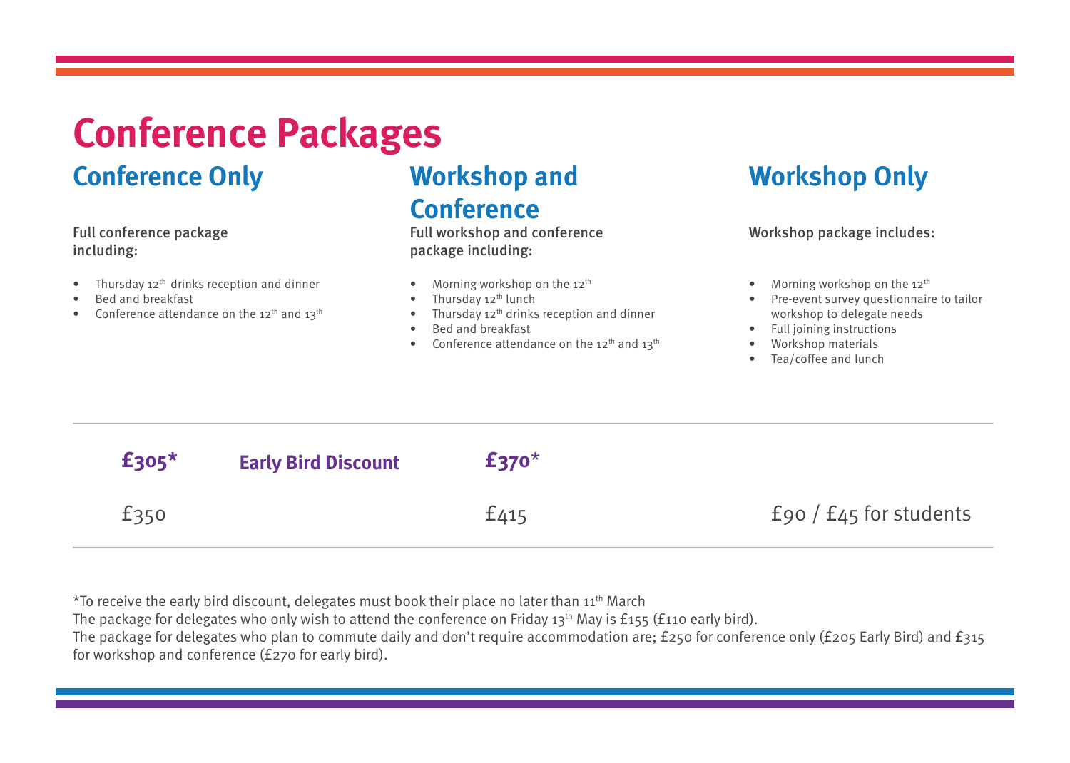# Conference Packages

## Conference Only

Full conference package including:

- Thursday 12th drinks reception and dinner
- Bed and breakfast
- Conference attendance on the 12th and 13th

## Workshop and Conference

Full workshop and conference package including:

- Morning workshop on the 12th
- Thursday 12th lunch
- Thursday 12th drinks reception and dinner
- Bed and breakfast
- Conference attendance on the 12th and 13th

## Workshop Only

Workshop package includes:

- Morning workshop on the 12th
- Pre-event survey questionnaire to tailor workshop to delegate needs
- Full joining instructions
- Workshop materials
- Tea/coffee and lunch

| Conference Only | | Workshop and Conference | Workshop Only |
|---|---|---|---|
| **£305*** | **Early Bird Discount** | **£370*** | |
| £350 | | £415 | £90 / £45 for students |

*To receive the early bird discount, delegates must book their place no later than 11th March

The package for delegates who only wish to attend the conference on Friday 13th May is £155 (£110 early bird).

The package for delegates who plan to commute daily and don't require accommodation are; £250 for conference only (£205 Early Bird) and £315 for workshop and conference (£270 for early bird).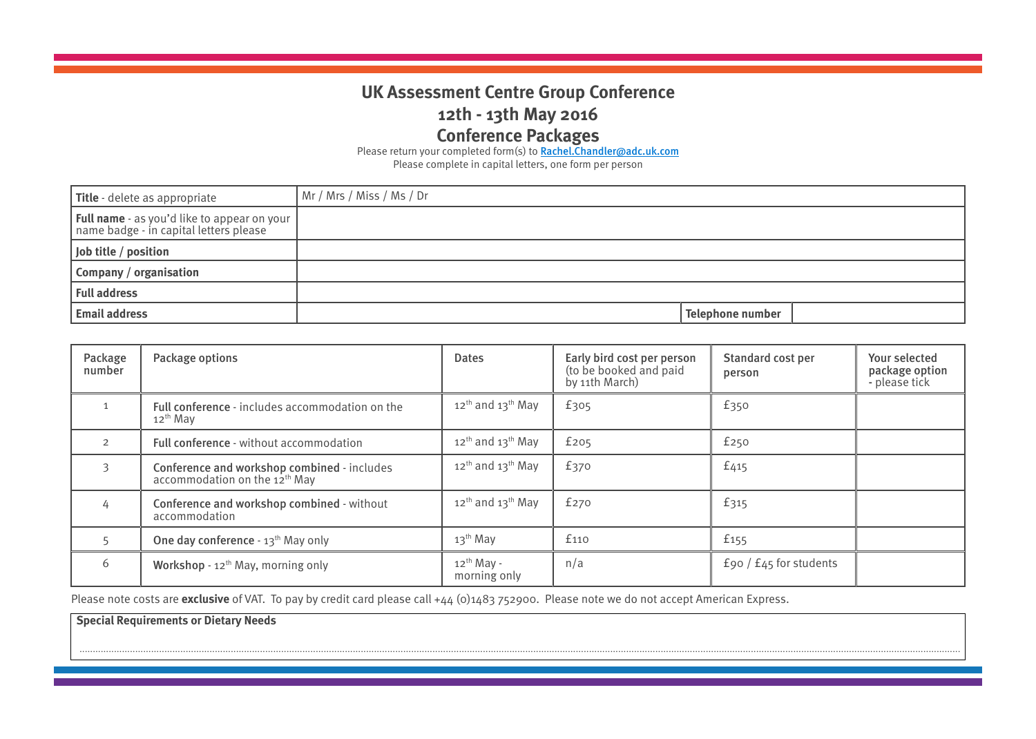# UK Assessment Centre Group Conference
## 12th - 13th May 2016
## Conference Packages

Please return your completed form(s) to **Rachel.Chandler@adc.uk.com**
Please complete in capital letters, one form per person

| | | | |
|---|---|---|---|
| **Title** - delete as appropriate | Mr / Mrs / Miss / Ms / Dr | | |
| **Full name** - as you'd like to appear on your name badge - in capital letters please | | | |
| **Job title / position** | | | |
| **Company / organisation** | | | |
| **Full address** | | | |
| **Email address** | | **Telephone number** | |

| Package number | Package options | Dates | Early bird cost per person (to be booked and paid by 11th March) | Standard cost per person | Your selected package option - please tick |
|---|---|---|---|---|---|
| 1 | **Full conference** - includes accommodation on the 12th May | 12th and 13th May | £305 | £350 | |
| 2 | **Full conference** - without accommodation | 12th and 13th May | £205 | £250 | |
| 3 | **Conference and workshop combined** - includes accommodation on the 12th May | 12th and 13th May | £370 | £415 | |
| 4 | **Conference and workshop combined** - without accommodation | 12th and 13th May | £270 | £315 | |
| 5 | **One day conference** - 13th May only | 13th May | £110 | £155 | |
| 6 | **Workshop** - 12th May, morning only | 12th May - morning only | n/a | £90 / £45 for students | |

Please note costs are **exclusive** of VAT. To pay by credit card please call +44 (0)1483 752900. Please note we do not accept American Express.

**Special Requirements or Dietary Needs**

.......................................................................................................................................................................................................